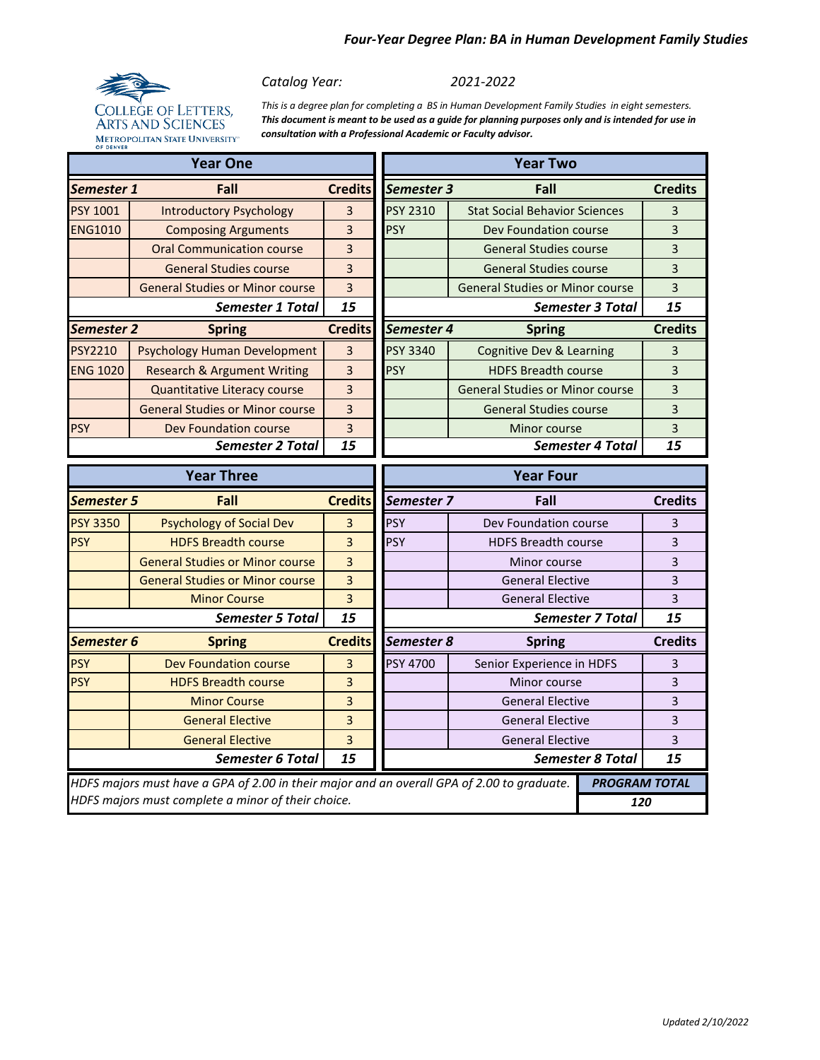# Four-Year Degree Plan: BA in Human Development Family Studies

COLLEGE OF LETTERS, ARTS AND SCIENCES
METROPOLITAN STATE UNIVERSITY OF DENVER

*Catalog Year:* 2021-2022

*This is a degree plan for completing a BS in Human Development Family Studies in eight semesters.* ***This document is meant to be used as a guide for planning purposes only and is intended for use in consultation with a Professional Academic or Faculty advisor.***

## Year One

| *Semester 1* | Fall | Credits |
|---|---|---|
| PSY 1001 | Introductory Psychology | 3 |
| ENG1010 | Composing Arguments | 3 |
| | Oral Communication course | 3 |
| | General Studies course | 3 |
| | General Studies or Minor course | 3 |
| | ***Semester 1 Total*** | ***15*** |

| *Semester 2* | Spring | Credits |
|---|---|---|
| PSY2210 | Psychology Human Development | 3 |
| ENG 1020 | Research & Argument Writing | 3 |
| | Quantitative Literacy course | 3 |
| | General Studies or Minor course | 3 |
| PSY | Dev Foundation course | 3 |
| | ***Semester 2 Total*** | ***15*** |

## Year Two

| *Semester 3* | Fall | Credits |
|---|---|---|
| PSY 2310 | Stat Social Behavior Sciences | 3 |
| PSY | Dev Foundation course | 3 |
| | General Studies course | 3 |
| | General Studies course | 3 |
| | General Studies or Minor course | 3 |
| | ***Semester 3 Total*** | ***15*** |

| *Semester 4* | Spring | Credits |
|---|---|---|
| PSY 3340 | Cognitive Dev & Learning | 3 |
| PSY | HDFS Breadth course | 3 |
| | General Studies or Minor course | 3 |
| | General Studies course | 3 |
| | Minor course | 3 |
| | ***Semester 4 Total*** | ***15*** |

## Year Three

| *Semester 5* | Fall | Credits |
|---|---|---|
| PSY 3350 | Psychology of Social Dev | 3 |
| PSY | HDFS Breadth course | 3 |
| | General Studies or Minor course | 3 |
| | General Studies or Minor course | 3 |
| | Minor Course | 3 |
| | ***Semester 5 Total*** | ***15*** |

| *Semester 6* | Spring | Credits |
|---|---|---|
| PSY | Dev Foundation course | 3 |
| PSY | HDFS Breadth course | 3 |
| | Minor Course | 3 |
| | General Elective | 3 |
| | General Elective | 3 |
| | ***Semester 6 Total*** | ***15*** |

## Year Four

| *Semester 7* | Fall | Credits |
|---|---|---|
| PSY | Dev Foundation course | 3 |
| PSY | HDFS Breadth course | 3 |
| | Minor course | 3 |
| | General Elective | 3 |
| | General Elective | 3 |
| | ***Semester 7 Total*** | ***15*** |

| *Semester 8* | Spring | Credits |
|---|---|---|
| PSY 4700 | Senior Experience in HDFS | 3 |
| | Minor course | 3 |
| | General Elective | 3 |
| | General Elective | 3 |
| | General Elective | 3 |
| | ***Semester 8 Total*** | ***15*** |

*HDFS majors must have a GPA of 2.00 in their major and an overall GPA of 2.00 to graduate.*
*HDFS majors must complete a minor of their choice.*

***PROGRAM TOTAL*** ***120***

*Updated 2/10/2022*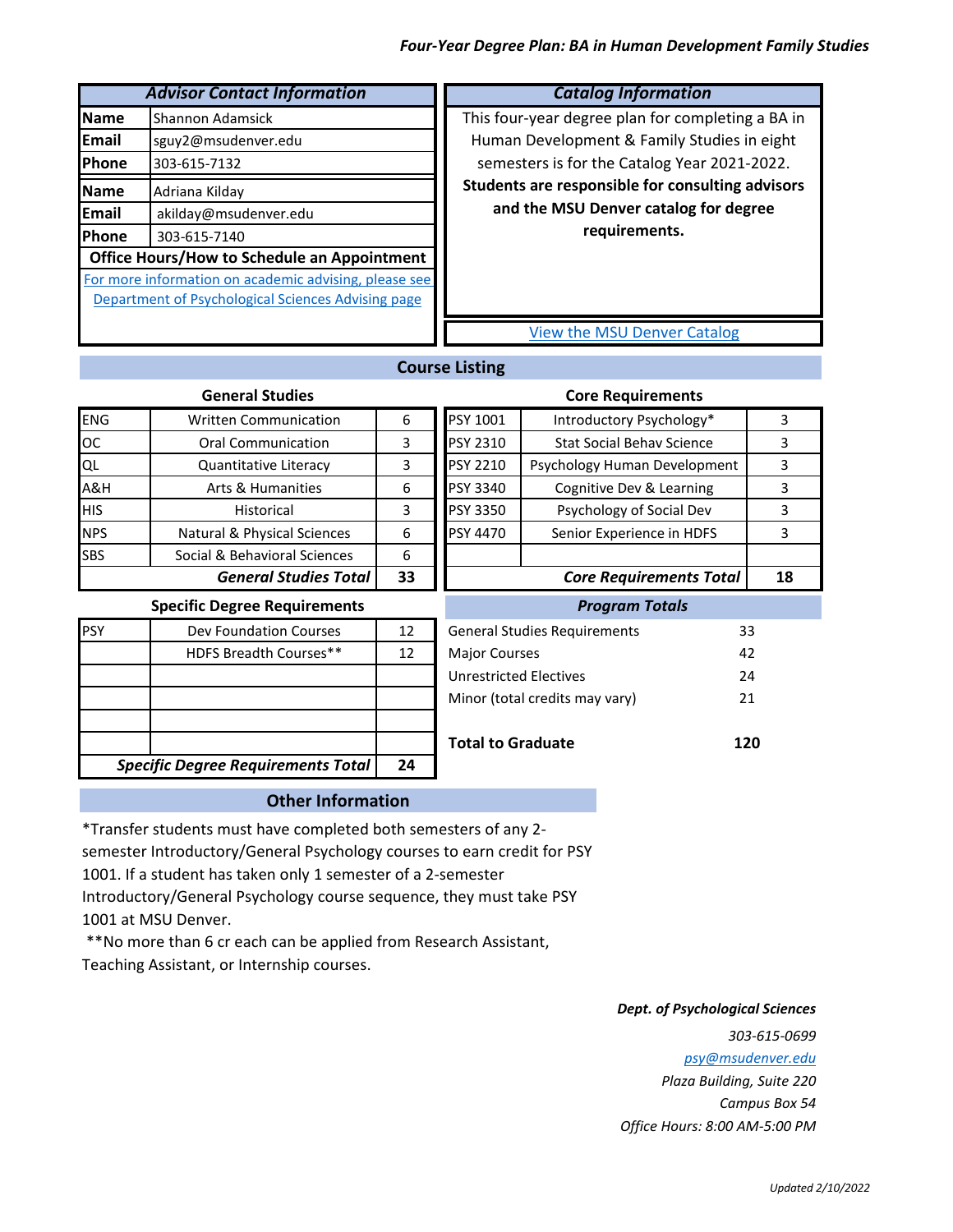*Four-Year Degree Plan: BA in Human Development Family Studies*

| Advisor Contact Information | |
|---|---|
| **Name** | Shannon Adamsick |
| **Email** | sguy2@msudenver.edu |
| **Phone** | 303-615-7132 |
| **Name** | Adriana Kilday |
| **Email** | akilday@msudenver.edu |
| **Phone** | 303-615-7140 |

**Office Hours/How to Schedule an Appointment**

For more information on academic advising, please see Department of Psychological Sciences Advising page

### Catalog Information

This four-year degree plan for completing a BA in Human Development & Family Studies in eight semesters is for the Catalog Year 2021-2022. **Students are responsible for consulting advisors and the MSU Denver catalog for degree requirements.**

View the MSU Denver Catalog

## Course Listing

### General Studies

| | | |
|---|---|---|
| ENG | Written Communication | 6 |
| OC | Oral Communication | 3 |
| QL | Quantitative Literacy | 3 |
| A&H | Arts & Humanities | 6 |
| HIS | Historical | 3 |
| NPS | Natural & Physical Sciences | 6 |
| SBS | Social & Behavioral Sciences | 6 |
| | ***General Studies Total*** | **33** |

### Core Requirements

| | | |
|---|---|---|
| PSY 1001 | Introductory Psychology* | 3 |
| PSY 2310 | Stat Social Behav Science | 3 |
| PSY 2210 | Psychology Human Development | 3 |
| PSY 3340 | Cognitive Dev & Learning | 3 |
| PSY 3350 | Psychology of Social Dev | 3 |
| PSY 4470 | Senior Experience in HDFS | 3 |
| | | |
| | ***Core Requirements Total*** | **18** |

### Specific Degree Requirements

| | | |
|---|---|---|
| PSY | Dev Foundation Courses | 12 |
| | HDFS Breadth Courses** | 12 |
| | | |
| | | |
| | | |
| | | |
| | ***Specific Degree Requirements Total*** | **24** |

### *Program Totals*

| | |
|---|---|
| General Studies Requirements | 33 |
| Major Courses | 42 |
| Unrestricted Electives | 24 |
| Minor (total credits may vary) | 21 |
| **Total to Graduate** | **120** |

## Other Information

*Transfer students must have completed both semesters of any 2-semester Introductory/General Psychology courses to earn credit for PSY 1001. If a student has taken only 1 semester of a 2-semester Introductory/General Psychology course sequence, they must take PSY 1001 at MSU Denver.

**No more than 6 cr each can be applied from Research Assistant, Teaching Assistant, or Internship courses.

***Dept. of Psychological Sciences***

*303-615-0699*

*psy@msudenver.edu*

*Plaza Building, Suite 220*

*Campus Box 54*

*Office Hours: 8:00 AM-5:00 PM*

*Updated 2/10/2022*